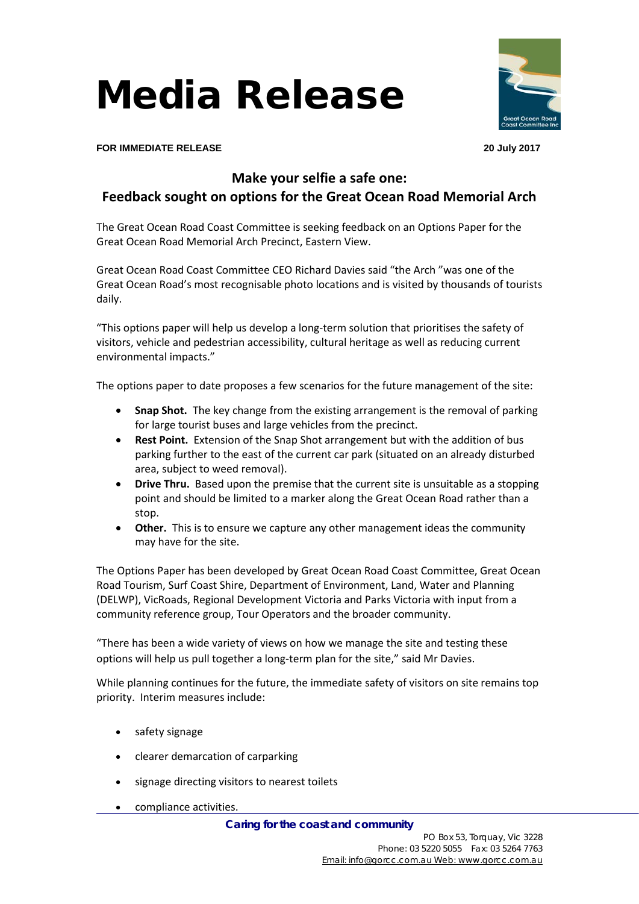# Media Release

**FOR IMMEDIATE RELEASE** **20 July 2017**

## Make your selfie a safe one: Feedback sought on options for the Great Ocean Road Memorial Arch

The Great Ocean Road Coast Committee is seeking feedback on an Options Paper for the Great Ocean Road Memorial Arch Precinct, Eastern View.

Great Ocean Road Coast Committee CEO Richard Davies said "the Arch "was one of the Great Ocean Road's most recognisable photo locations and is visited by thousands of tourists daily.

"This options paper will help us develop a long-term solution that prioritises the safety of visitors, vehicle and pedestrian accessibility, cultural heritage as well as reducing current environmental impacts."

The options paper to date proposes a few scenarios for the future management of the site:

- **Snap Shot.** The key change from the existing arrangement is the removal of parking for large tourist buses and large vehicles from the precinct.
- **Rest Point.** Extension of the Snap Shot arrangement but with the addition of bus parking further to the east of the current car park (situated on an already disturbed area, subject to weed removal).
- **Drive Thru.** Based upon the premise that the current site is unsuitable as a stopping point and should be limited to a marker along the Great Ocean Road rather than a stop.
- **Other.** This is to ensure we capture any other management ideas the community may have for the site.

The Options Paper has been developed by Great Ocean Road Coast Committee, Great Ocean Road Tourism, Surf Coast Shire, Department of Environment, Land, Water and Planning (DELWP), VicRoads, Regional Development Victoria and Parks Victoria with input from a community reference group, Tour Operators and the broader community.

"There has been a wide variety of views on how we manage the site and testing these options will help us pull together a long-term plan for the site," said Mr Davies.

While planning continues for the future, the immediate safety of visitors on site remains top priority. Interim measures include:

- safety signage
- clearer demarcation of carparking
- signage directing visitors to nearest toilets
- compliance activities.

***Caring for the coast and community***

PO Box 53, Torquay, Vic 3228
Phone: 03 5220 5055 Fax: 03 5264 7763
Email: info@gorcc.com.au Web: www.gorcc.com.au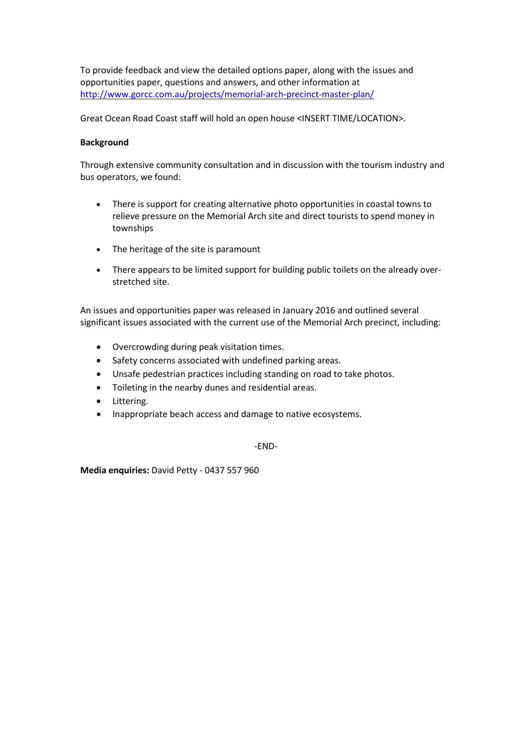To provide feedback and view the detailed options paper, along with the issues and opportunities paper, questions and answers, and other information at http://www.gorcc.com.au/projects/memorial-arch-precinct-master-plan/

Great Ocean Road Coast staff will hold an open house <INSERT TIME/LOCATION>.

**Background**

Through extensive community consultation and in discussion with the tourism industry and bus operators, we found:

- There is support for creating alternative photo opportunities in coastal towns to relieve pressure on the Memorial Arch site and direct tourists to spend money in townships
- The heritage of the site is paramount
- There appears to be limited support for building public toilets on the already over-stretched site.

An issues and opportunities paper was released in January 2016 and outlined several significant issues associated with the current use of the Memorial Arch precinct, including:

- Overcrowding during peak visitation times.
- Safety concerns associated with undefined parking areas.
- Unsafe pedestrian practices including standing on road to take photos.
- Toileting in the nearby dunes and residential areas.
- Littering.
- Inappropriate beach access and damage to native ecosystems.

-END-

**Media enquiries:** David Petty - 0437 557 960